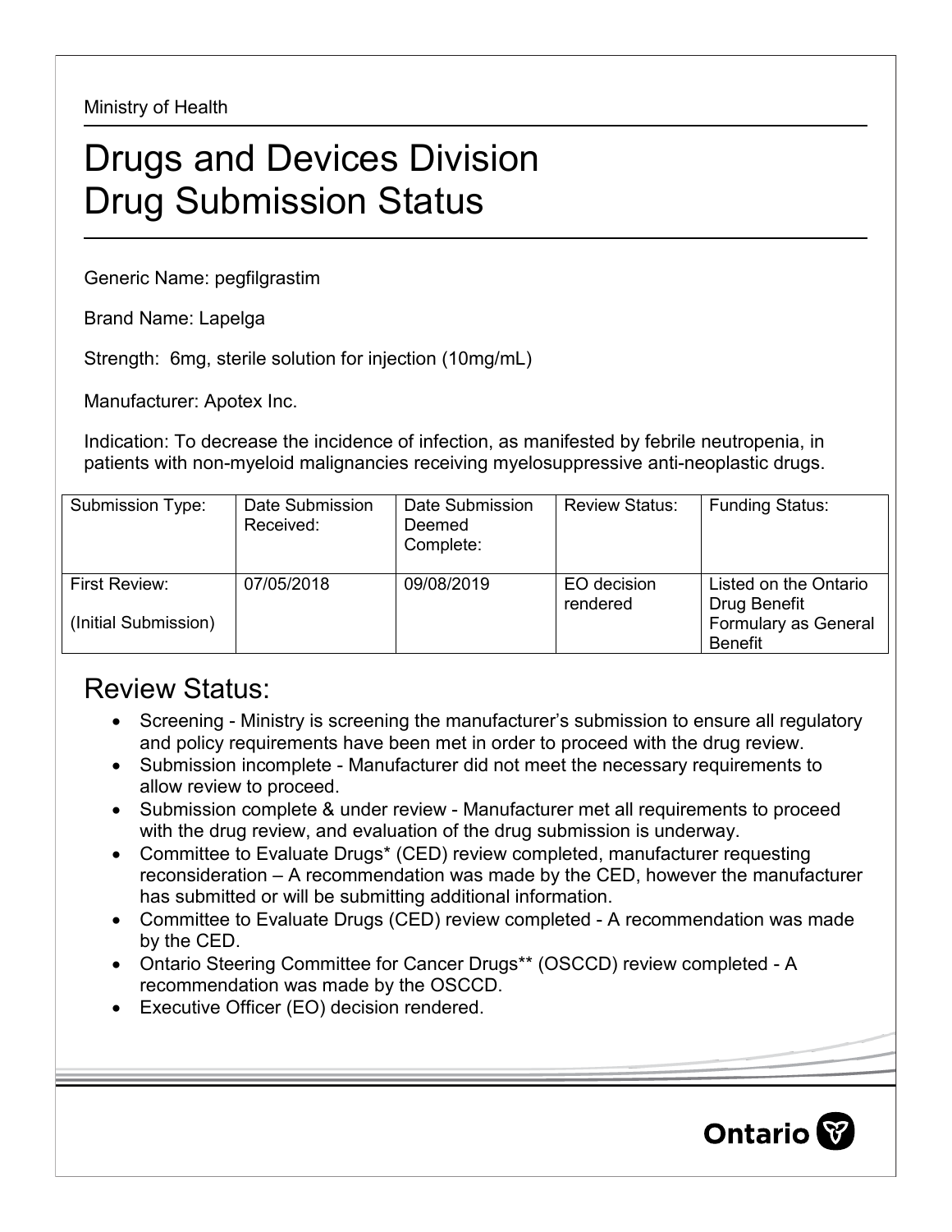Ministry of Health

# Drugs and Devices Division
# Drug Submission Status

Generic Name: pegfilgrastim

Brand Name: Lapelga

Strength: 6mg, sterile solution for injection (10mg/mL)

Manufacturer: Apotex Inc.

Indication: To decrease the incidence of infection, as manifested by febrile neutropenia, in patients with non-myeloid malignancies receiving myelosuppressive anti-neoplastic drugs.

| Submission Type: | Date Submission Received: | Date Submission Deemed Complete: | Review Status: | Funding Status: |
|---|---|---|---|---|
| First Review: (Initial Submission) | 07/05/2018 | 09/08/2019 | EO decision rendered | Listed on the Ontario Drug Benefit Formulary as General Benefit |

## Review Status:

- Screening - Ministry is screening the manufacturer's submission to ensure all regulatory and policy requirements have been met in order to proceed with the drug review.
- Submission incomplete - Manufacturer did not meet the necessary requirements to allow review to proceed.
- Submission complete & under review - Manufacturer met all requirements to proceed with the drug review, and evaluation of the drug submission is underway.
- Committee to Evaluate Drugs* (CED) review completed, manufacturer requesting reconsideration – A recommendation was made by the CED, however the manufacturer has submitted or will be submitting additional information.
- Committee to Evaluate Drugs (CED) review completed - A recommendation was made by the CED.
- Ontario Steering Committee for Cancer Drugs** (OSCCD) review completed - A recommendation was made by the OSCCD.
- Executive Officer (EO) decision rendered.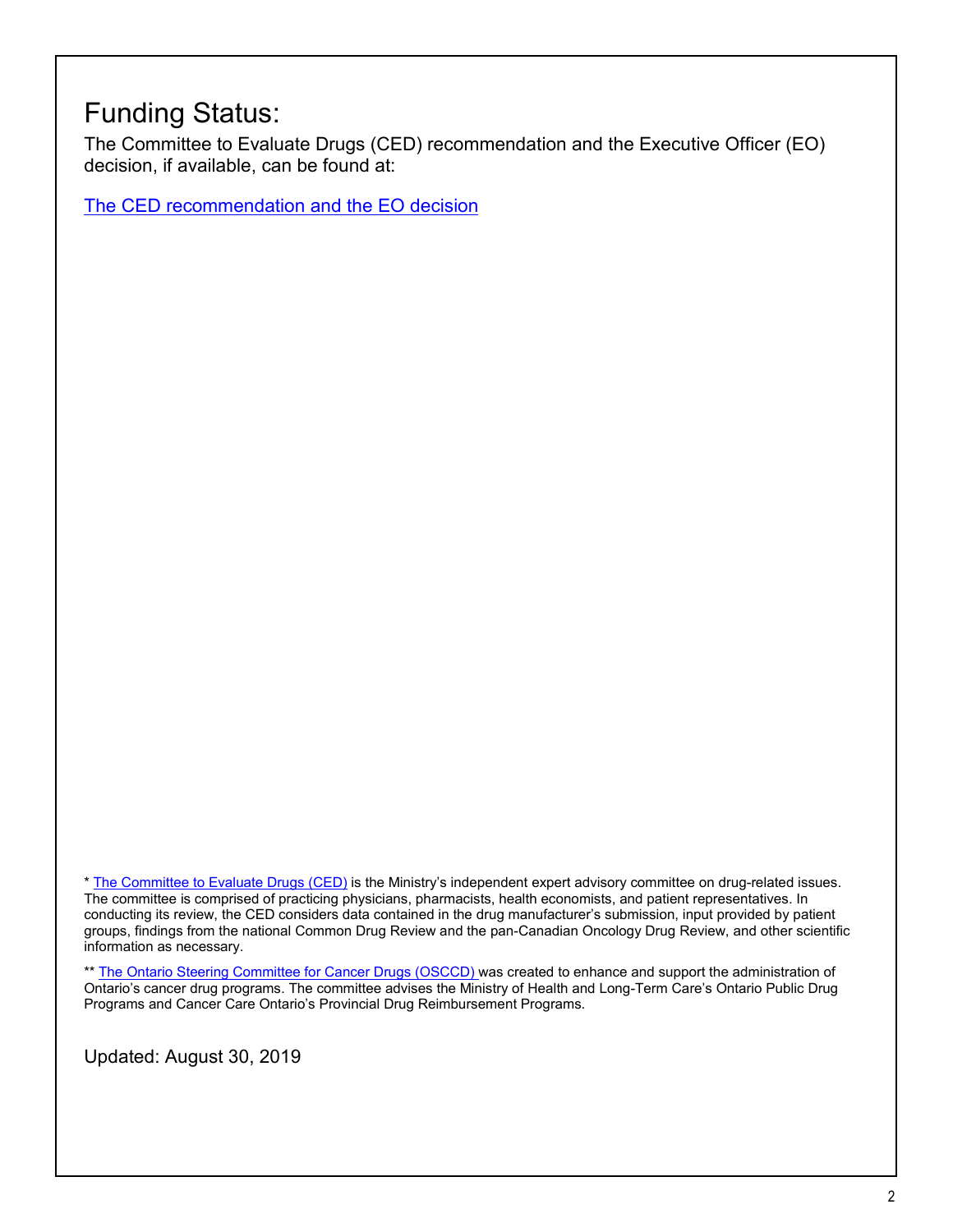# Funding Status:

The Committee to Evaluate Drugs (CED) recommendation and the Executive Officer (EO) decision, if available, can be found at:

[The CED recommendation and the EO decision]

* [The Committee to Evaluate Drugs (CED)] is the Ministry's independent expert advisory committee on drug-related issues. The committee is comprised of practicing physicians, pharmacists, health economists, and patient representatives. In conducting its review, the CED considers data contained in the drug manufacturer's submission, input provided by patient groups, findings from the national Common Drug Review and the pan-Canadian Oncology Drug Review, and other scientific information as necessary.

** [The Ontario Steering Committee for Cancer Drugs (OSCCD)] was created to enhance and support the administration of Ontario's cancer drug programs. The committee advises the Ministry of Health and Long-Term Care's Ontario Public Drug Programs and Cancer Care Ontario's Provincial Drug Reimbursement Programs.

Updated: August 30, 2019